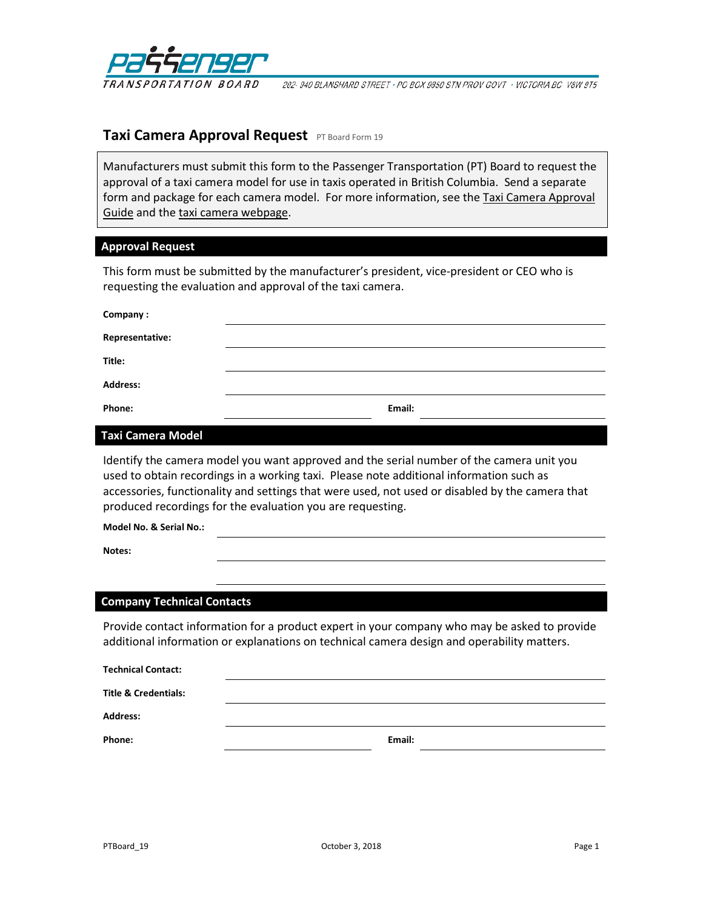PASSENGER TRANSPORTATION BOARD  202- 940 BLANSHARD STREET • PO BOX 9850 STN PROV GOVT • VICTORIA BC V8W 9T5

# Taxi Camera Approval Request PT Board Form 19

Manufacturers must submit this form to the Passenger Transportation (PT) Board to request the approval of a taxi camera model for use in taxis operated in British Columbia. Send a separate form and package for each camera model. For more information, see the Taxi Camera Approval Guide and the taxi camera webpage.

## Approval Request

This form must be submitted by the manufacturer's president, vice-president or CEO who is requesting the evaluation and approval of the taxi camera.

**Company :** ______________________________

**Representative:** ______________________________

**Title:** ______________________________

**Address:** ______________________________

**Phone:** ______________ **Email:** ______________

## Taxi Camera Model

Identify the camera model you want approved and the serial number of the camera unit you used to obtain recordings in a working taxi. Please note additional information such as accessories, functionality and settings that were used, not used or disabled by the camera that produced recordings for the evaluation you are requesting.

**Model No. & Serial No.:** ______________________________

**Notes:** ______________________________

______________________________

## Company Technical Contacts

Provide contact information for a product expert in your company who may be asked to provide additional information or explanations on technical camera design and operability matters.

**Technical Contact:** ______________________________

**Title & Credentials:** ______________________________

**Address:** ______________________________

**Phone:** ______________ **Email:** ______________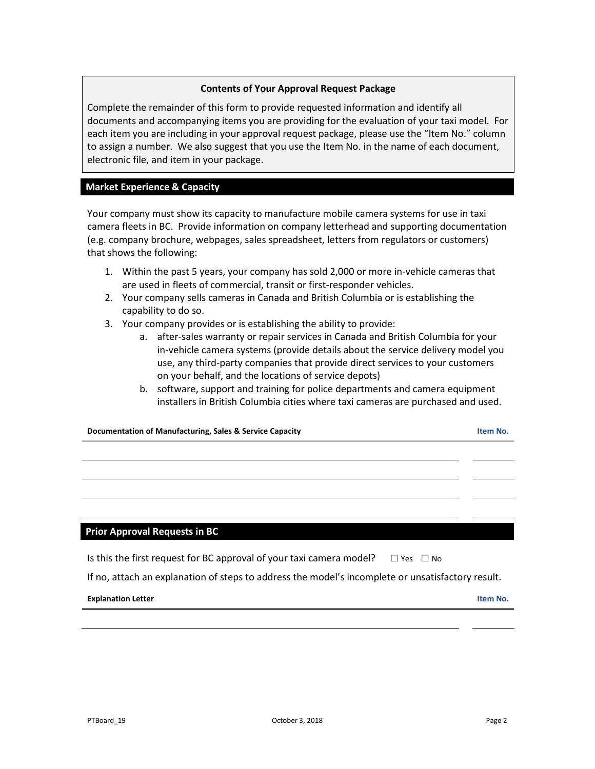**Contents of Your Approval Request Package**

Complete the remainder of this form to provide requested information and identify all documents and accompanying items you are providing for the evaluation of your taxi model. For each item you are including in your approval request package, please use the "Item No." column to assign a number. We also suggest that you use the Item No. in the name of each document, electronic file, and item in your package.

## Market Experience & Capacity

Your company must show its capacity to manufacture mobile camera systems for use in taxi camera fleets in BC. Provide information on company letterhead and supporting documentation (e.g. company brochure, webpages, sales spreadsheet, letters from regulators or customers) that shows the following:

1. Within the past 5 years, your company has sold 2,000 or more in-vehicle cameras that are used in fleets of commercial, transit or first-responder vehicles.
2. Your company sells cameras in Canada and British Columbia or is establishing the capability to do so.
3. Your company provides or is establishing the ability to provide:
   a. after-sales warranty or repair services in Canada and British Columbia for your in-vehicle camera systems (provide details about the service delivery model you use, any third-party companies that provide direct services to your customers on your behalf, and the locations of service depots)
   b. software, support and training for police departments and camera equipment installers in British Columbia cities where taxi cameras are purchased and used.

| Documentation of Manufacturing, Sales & Service Capacity | Item No. |
| --- | --- |
| | |
| | |
| | |
| | |

## Prior Approval Requests in BC

Is this the first request for BC approval of your taxi camera model? ☐ Yes ☐ No

If no, attach an explanation of steps to address the model's incomplete or unsatisfactory result.

| Explanation Letter | Item No. |
| --- | --- |
| | |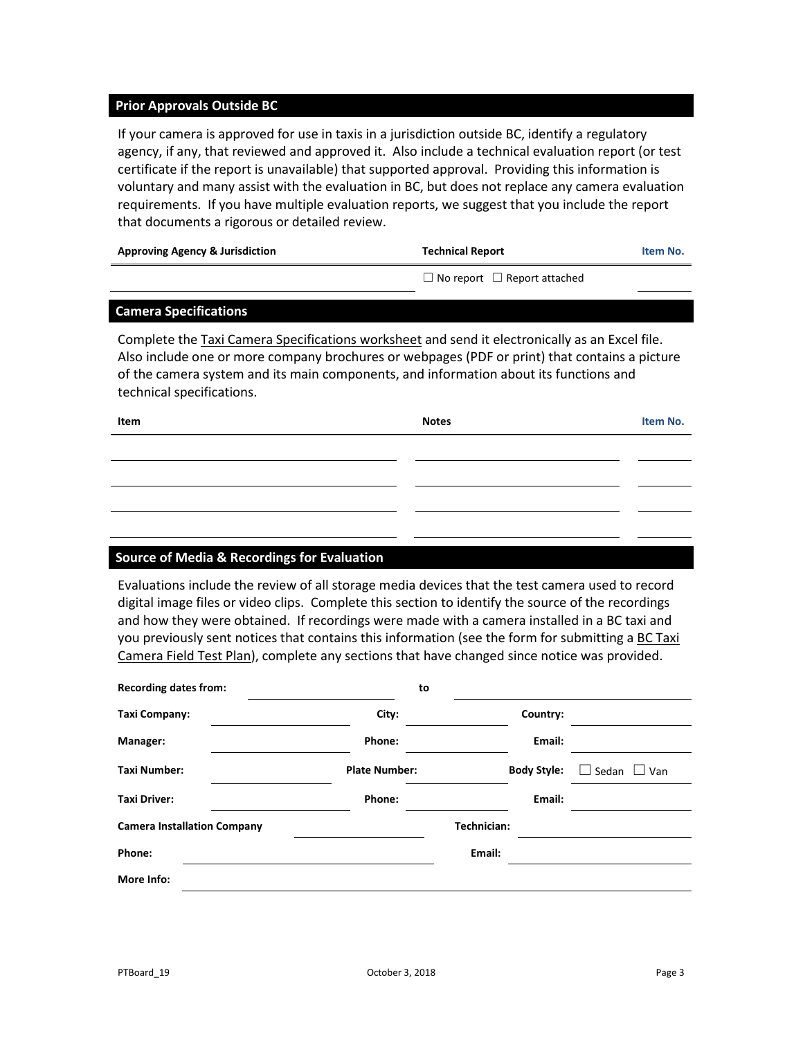## Prior Approvals Outside BC

If your camera is approved for use in taxis in a jurisdiction outside BC, identify a regulatory agency, if any, that reviewed and approved it. Also include a technical evaluation report (or test certificate if the report is unavailable) that supported approval. Providing this information is voluntary and many assist with the evaluation in BC, but does not replace any camera evaluation requirements. If you have multiple evaluation reports, we suggest that you include the report that documents a rigorous or detailed review.

| Approving Agency & Jurisdiction | Technical Report | Item No. |
| --- | --- | --- |
| | ☐ No report ☐ Report attached | |

## Camera Specifications

Complete the Taxi Camera Specifications worksheet and send it electronically as an Excel file. Also include one or more company brochures or webpages (PDF or print) that contains a picture of the camera system and its main components, and information about its functions and technical specifications.

| Item | Notes | Item No. |
| --- | --- | --- |
| | | |
| | | |
| | | |
| | | |

## Source of Media & Recordings for Evaluation

Evaluations include the review of all storage media devices that the test camera used to record digital image files or video clips. Complete this section to identify the source of the recordings and how they were obtained. If recordings were made with a camera installed in a BC taxi and you previously sent notices that contains this information (see the form for submitting a BC Taxi Camera Field Test Plan), complete any sections that have changed since notice was provided.

**Recording dates from:** ____________ **to** ____________

**Taxi Company:** ____________ **City:** ____________ **Country:** ____________

**Manager:** ____________ **Phone:** ____________ **Email:** ____________

**Taxi Number:** ____________ **Plate Number:** ____________ **Body Style:** ☐ Sedan ☐ Van

**Taxi Driver:** ____________ **Phone:** ____________ **Email:** ____________

**Camera Installation Company** ____________ **Technician:** ____________

**Phone:** ____________ **Email:** ____________

**More Info:** ____________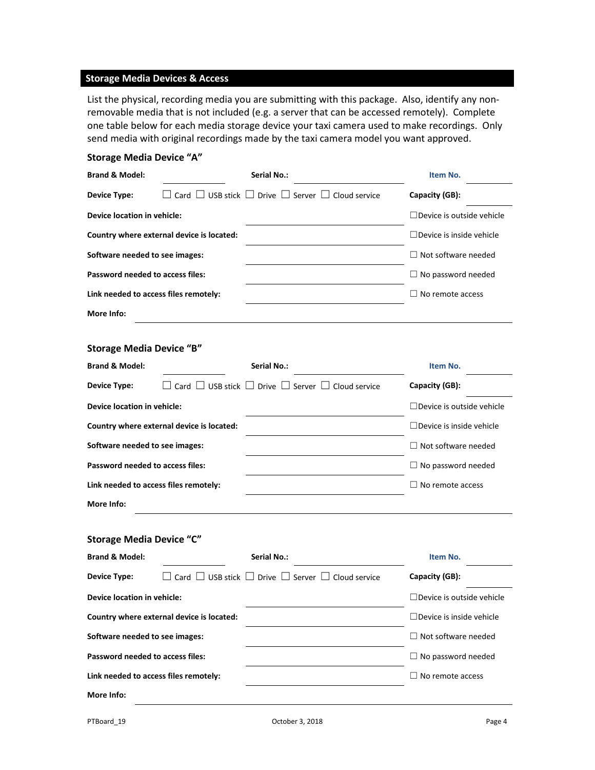## Storage Media Devices & Access

List the physical, recording media you are submitting with this package. Also, identify any non-removable media that is not included (e.g. a server that can be accessed remotely). Complete one table below for each media storage device your taxi camera used to make recordings. Only send media with original recordings made by the taxi camera model you want approved.

### Storage Media Device "A"

**Brand & Model:** ____________ **Serial No.:** ____________ **Item No.** ____________

**Device Type:** ☐ Card ☐ USB stick ☐ Drive ☐ Server ☐ Cloud service **Capacity (GB):** ____________

**Device location in vehicle:** ____________ ☐Device is outside vehicle

**Country where external device is located:** ____________ ☐Device is inside vehicle

**Software needed to see images:** ____________ ☐ Not software needed

**Password needed to access files:** ____________ ☐ No password needed

**Link needed to access files remotely:** ____________ ☐ No remote access

**More Info:** ____________

### Storage Media Device "B"

**Brand & Model:** ____________ **Serial No.:** ____________ **Item No.** ____________

**Device Type:** ☐ Card ☐ USB stick ☐ Drive ☐ Server ☐ Cloud service **Capacity (GB):** ____________

**Device location in vehicle:** ____________ ☐Device is outside vehicle

**Country where external device is located:** ____________ ☐Device is inside vehicle

**Software needed to see images:** ____________ ☐ Not software needed

**Password needed to access files:** ____________ ☐ No password needed

**Link needed to access files remotely:** ____________ ☐ No remote access

**More Info:** ____________

### Storage Media Device "C"

**Brand & Model:** ____________ **Serial No.:** ____________ **Item No.** ____________

**Device Type:** ☐ Card ☐ USB stick ☐ Drive ☐ Server ☐ Cloud service **Capacity (GB):** ____________

**Device location in vehicle:** ____________ ☐Device is outside vehicle

**Country where external device is located:** ____________ ☐Device is inside vehicle

**Software needed to see images:** ____________ ☐ Not software needed

**Password needed to access files:** ____________ ☐ No password needed

**Link needed to access files remotely:** ____________ ☐ No remote access

**More Info:** ____________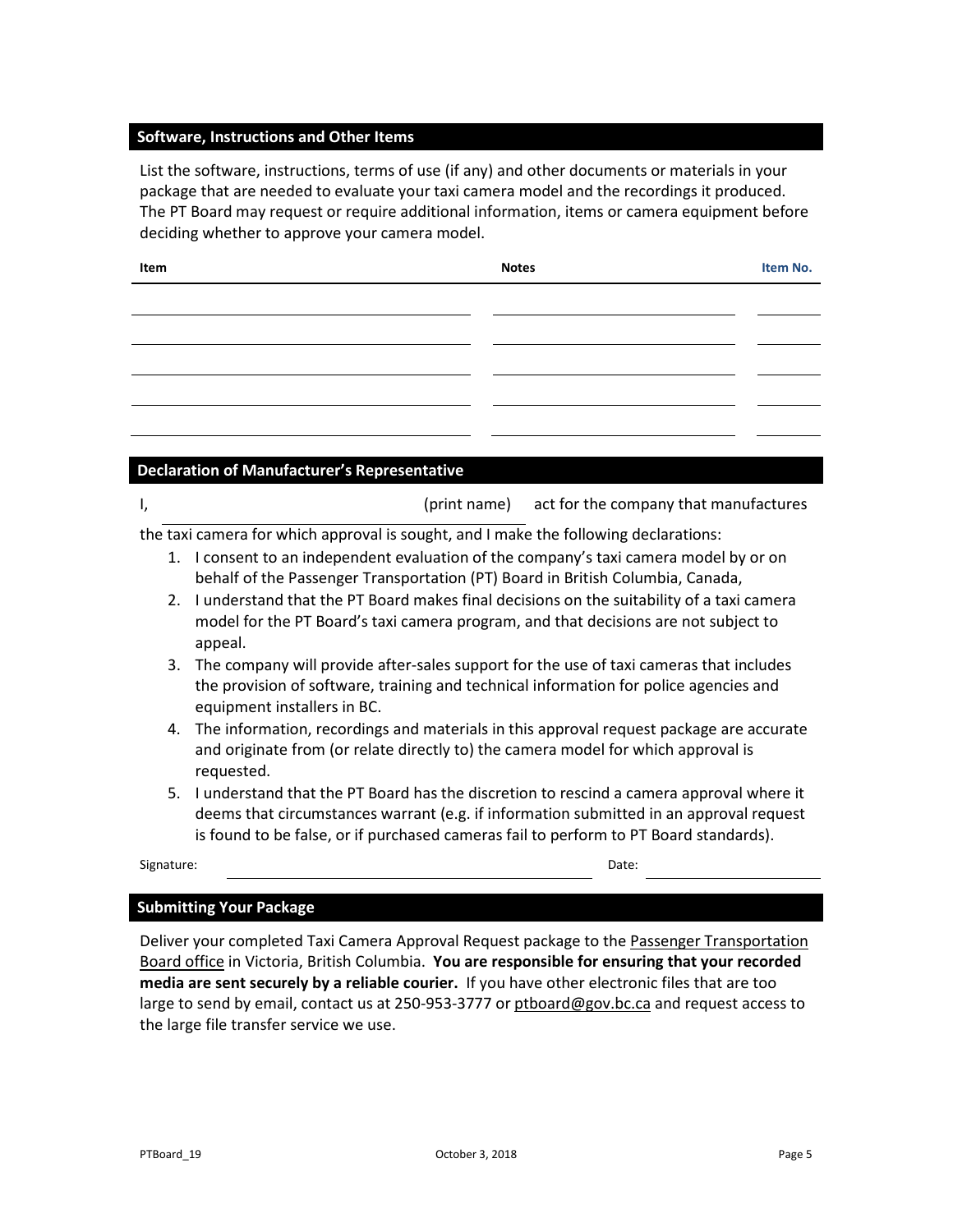## Software, Instructions and Other Items

List the software, instructions, terms of use (if any) and other documents or materials in your package that are needed to evaluate your taxi camera model and the recordings it produced. The PT Board may request or require additional information, items or camera equipment before deciding whether to approve your camera model.

| Item | Notes | Item No. |
|---|---|---|
| | | |
| | | |
| | | |
| | | |
| | | |

## Declaration of Manufacturer's Representative

I, ______________________________ (print name) act for the company that manufactures the taxi camera for which approval is sought, and I make the following declarations:

1. I consent to an independent evaluation of the company's taxi camera model by or on behalf of the Passenger Transportation (PT) Board in British Columbia, Canada,
2. I understand that the PT Board makes final decisions on the suitability of a taxi camera model for the PT Board's taxi camera program, and that decisions are not subject to appeal.
3. The company will provide after-sales support for the use of taxi cameras that includes the provision of software, training and technical information for police agencies and equipment installers in BC.
4. The information, recordings and materials in this approval request package are accurate and originate from (or relate directly to) the camera model for which approval is requested.
5. I understand that the PT Board has the discretion to rescind a camera approval where it deems that circumstances warrant (e.g. if information submitted in an approval request is found to be false, or if purchased cameras fail to perform to PT Board standards).

Signature: ______________________________ Date: ______________

## Submitting Your Package

Deliver your completed Taxi Camera Approval Request package to the Passenger Transportation Board office in Victoria, British Columbia. **You are responsible for ensuring that your recorded media are sent securely by a reliable courier.** If you have other electronic files that are too large to send by email, contact us at 250-953-3777 or ptboard@gov.bc.ca and request access to the large file transfer service we use.